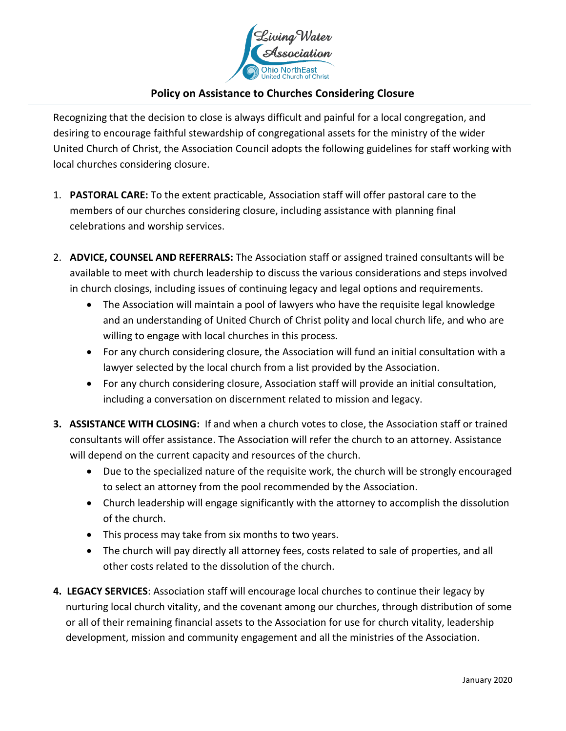# Policy on Assistance to Churches Considering Closure

Recognizing that the decision to close is always difficult and painful for a local congregation, and desiring to encourage faithful stewardship of congregational assets for the ministry of the wider United Church of Christ, the Association Council adopts the following guidelines for staff working with local churches considering closure.

1. **PASTORAL CARE:** To the extent practicable, Association staff will offer pastoral care to the members of our churches considering closure, including assistance with planning final celebrations and worship services.

2. **ADVICE, COUNSEL AND REFERRALS:** The Association staff or assigned trained consultants will be available to meet with church leadership to discuss the various considerations and steps involved in church closings, including issues of continuing legacy and legal options and requirements.
   - The Association will maintain a pool of lawyers who have the requisite legal knowledge and an understanding of United Church of Christ polity and local church life, and who are willing to engage with local churches in this process.
   - For any church considering closure, the Association will fund an initial consultation with a lawyer selected by the local church from a list provided by the Association.
   - For any church considering closure, Association staff will provide an initial consultation, including a conversation on discernment related to mission and legacy.

3. **ASSISTANCE WITH CLOSING:** If and when a church votes to close, the Association staff or trained consultants will offer assistance. The Association will refer the church to an attorney. Assistance will depend on the current capacity and resources of the church.
   - Due to the specialized nature of the requisite work, the church will be strongly encouraged to select an attorney from the pool recommended by the Association.
   - Church leadership will engage significantly with the attorney to accomplish the dissolution of the church.
   - This process may take from six months to two years.
   - The church will pay directly all attorney fees, costs related to sale of properties, and all other costs related to the dissolution of the church.

4. **LEGACY SERVICES**: Association staff will encourage local churches to continue their legacy by nurturing local church vitality, and the covenant among our churches, through distribution of some or all of their remaining financial assets to the Association for use for church vitality, leadership development, mission and community engagement and all the ministries of the Association.

January 2020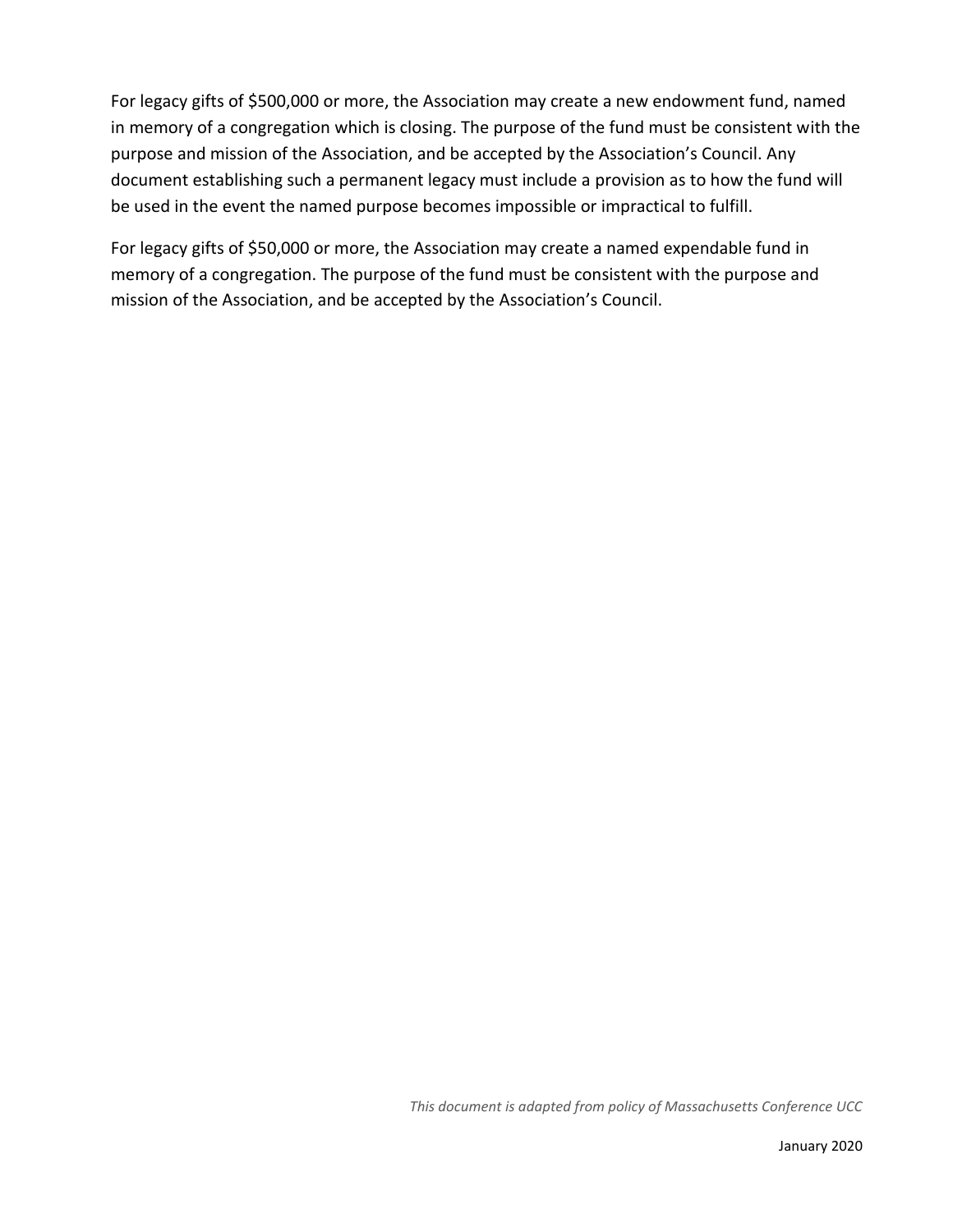For legacy gifts of $500,000 or more, the Association may create a new endowment fund, named in memory of a congregation which is closing. The purpose of the fund must be consistent with the purpose and mission of the Association, and be accepted by the Association's Council. Any document establishing such a permanent legacy must include a provision as to how the fund will be used in the event the named purpose becomes impossible or impractical to fulfill.

For legacy gifts of $50,000 or more, the Association may create a named expendable fund in memory of a congregation. The purpose of the fund must be consistent with the purpose and mission of the Association, and be accepted by the Association's Council.

*This document is adapted from policy of Massachusetts Conference UCC*

January 2020